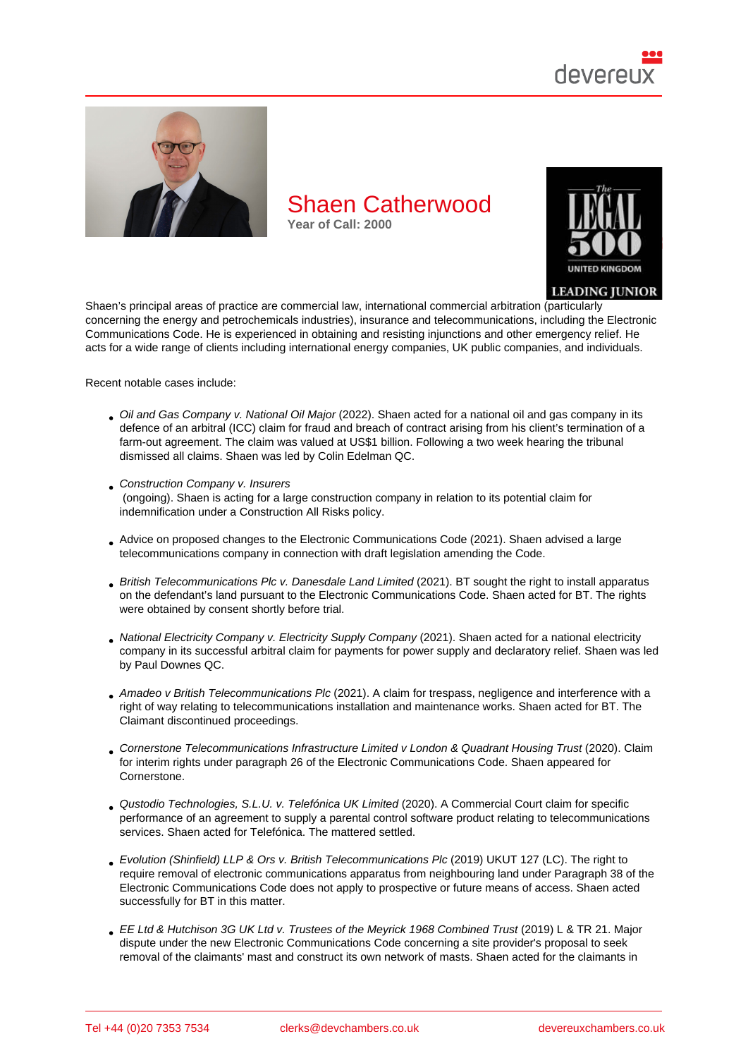# Shaen Catherwood

**Year of Call: 2000**

Shaen's principal areas of practice are commercial law, international commercial arbitration (particularly concerning the energy and petrochemicals industries), insurance and telecommunications, including the Electronic Communications Code. He is experienced in obtaining and resisting injunctions and other emergency relief. He acts for a wide range of clients including international energy companies, UK public companies, and individuals.

Recent notable cases include:

- *Oil and Gas Company v. National Oil Major* (2022). Shaen acted for a national oil and gas company in its defence of an arbitral (ICC) claim for fraud and breach of contract arising from his client's termination of a farm-out agreement. The claim was valued at US$1 billion. Following a two week hearing the tribunal dismissed all claims. Shaen was led by Colin Edelman QC.
- *Construction Company v. Insurers* (ongoing). Shaen is acting for a large construction company in relation to its potential claim for indemnification under a Construction All Risks policy.
- Advice on proposed changes to the Electronic Communications Code (2021). Shaen advised a large telecommunications company in connection with draft legislation amending the Code.
- *British Telecommunications Plc v. Danesdale Land Limited* (2021). BT sought the right to install apparatus on the defendant's land pursuant to the Electronic Communications Code. Shaen acted for BT. The rights were obtained by consent shortly before trial.
- *National Electricity Company v. Electricity Supply Company* (2021). Shaen acted for a national electricity company in its successful arbitral claim for payments for power supply and declaratory relief. Shaen was led by Paul Downes QC.
- *Amadeo v British Telecommunications Plc* (2021). A claim for trespass, negligence and interference with a right of way relating to telecommunications installation and maintenance works. Shaen acted for BT. The Claimant discontinued proceedings.
- *Cornerstone Telecommunications Infrastructure Limited v London & Quadrant Housing Trust* (2020). Claim for interim rights under paragraph 26 of the Electronic Communications Code. Shaen appeared for Cornerstone.
- *Qustodio Technologies, S.L.U. v. Telefónica UK Limited* (2020). A Commercial Court claim for specific performance of an agreement to supply a parental control software product relating to telecommunications services. Shaen acted for Telefónica. The mattered settled.
- *Evolution (Shinfield) LLP & Ors v. British Telecommunications Plc* (2019) UKUT 127 (LC). The right to require removal of electronic communications apparatus from neighbouring land under Paragraph 38 of the Electronic Communications Code does not apply to prospective or future means of access. Shaen acted successfully for BT in this matter.
- *EE Ltd & Hutchison 3G UK Ltd v. Trustees of the Meyrick 1968 Combined Trust* (2019) L & TR 21. Major dispute under the new Electronic Communications Code concerning a site provider's proposal to seek removal of the claimants' mast and construct its own network of masts. Shaen acted for the claimants in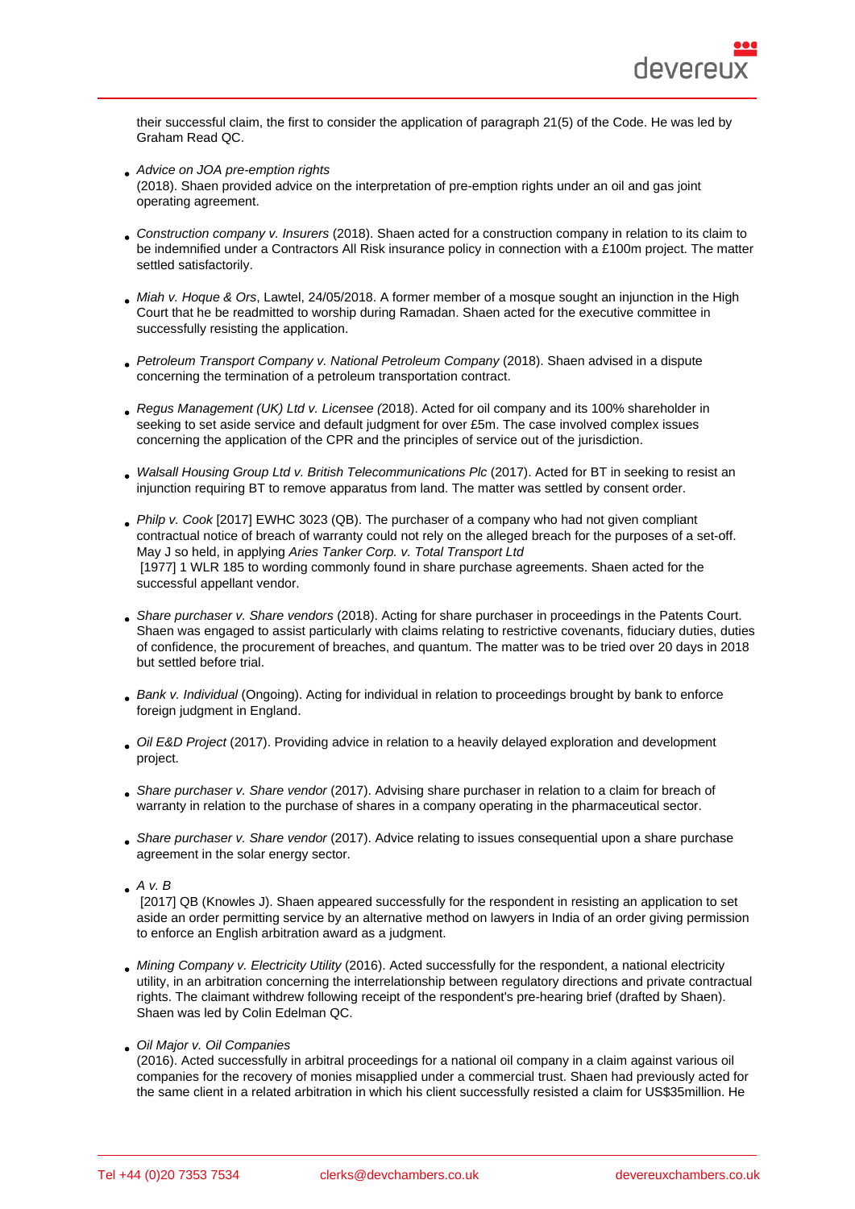their successful claim, the first to consider the application of paragraph 21(5) of the Code. He was led by Graham Read QC.

- *Advice on JOA pre-emption rights*
  (2018). Shaen provided advice on the interpretation of pre-emption rights under an oil and gas joint operating agreement.

- *Construction company v. Insurers* (2018). Shaen acted for a construction company in relation to its claim to be indemnified under a Contractors All Risk insurance policy in connection with a £100m project. The matter settled satisfactorily.

- *Miah v. Hoque & Ors*, Lawtel, 24/05/2018. A former member of a mosque sought an injunction in the High Court that he be readmitted to worship during Ramadan. Shaen acted for the executive committee in successfully resisting the application.

- *Petroleum Transport Company v. National Petroleum Company* (2018). Shaen advised in a dispute concerning the termination of a petroleum transportation contract.

- *Regus Management (UK) Ltd v. Licensee (*2018). Acted for oil company and its 100% shareholder in seeking to set aside service and default judgment for over £5m. The case involved complex issues concerning the application of the CPR and the principles of service out of the jurisdiction.

- *Walsall Housing Group Ltd v. British Telecommunications Plc* (2017). Acted for BT in seeking to resist an injunction requiring BT to remove apparatus from land. The matter was settled by consent order.

- *Philp v. Cook* [2017] EWHC 3023 (QB). The purchaser of a company who had not given compliant contractual notice of breach of warranty could not rely on the alleged breach for the purposes of a set-off. May J so held, in applying *Aries Tanker Corp. v. Total Transport Ltd*
  [1977] 1 WLR 185 to wording commonly found in share purchase agreements. Shaen acted for the successful appellant vendor.

- *Share purchaser v. Share vendors* (2018). Acting for share purchaser in proceedings in the Patents Court. Shaen was engaged to assist particularly with claims relating to restrictive covenants, fiduciary duties, duties of confidence, the procurement of breaches, and quantum. The matter was to be tried over 20 days in 2018 but settled before trial.

- *Bank v. Individual* (Ongoing). Acting for individual in relation to proceedings brought by bank to enforce foreign judgment in England.

- *Oil E&D Project* (2017). Providing advice in relation to a heavily delayed exploration and development project.

- *Share purchaser v. Share vendor* (2017). Advising share purchaser in relation to a claim for breach of warranty in relation to the purchase of shares in a company operating in the pharmaceutical sector.

- *Share purchaser v. Share vendor* (2017). Advice relating to issues consequential upon a share purchase agreement in the solar energy sector.

- *A v. B*
  [2017] QB (Knowles J). Shaen appeared successfully for the respondent in resisting an application to set aside an order permitting service by an alternative method on lawyers in India of an order giving permission to enforce an English arbitration award as a judgment.

- *Mining Company v. Electricity Utility* (2016). Acted successfully for the respondent, a national electricity utility, in an arbitration concerning the interrelationship between regulatory directions and private contractual rights. The claimant withdrew following receipt of the respondent's pre-hearing brief (drafted by Shaen). Shaen was led by Colin Edelman QC.

- *Oil Major v. Oil Companies*
  (2016). Acted successfully in arbitral proceedings for a national oil company in a claim against various oil companies for the recovery of monies misapplied under a commercial trust. Shaen had previously acted for the same client in a related arbitration in which his client successfully resisted a claim for US$35million. He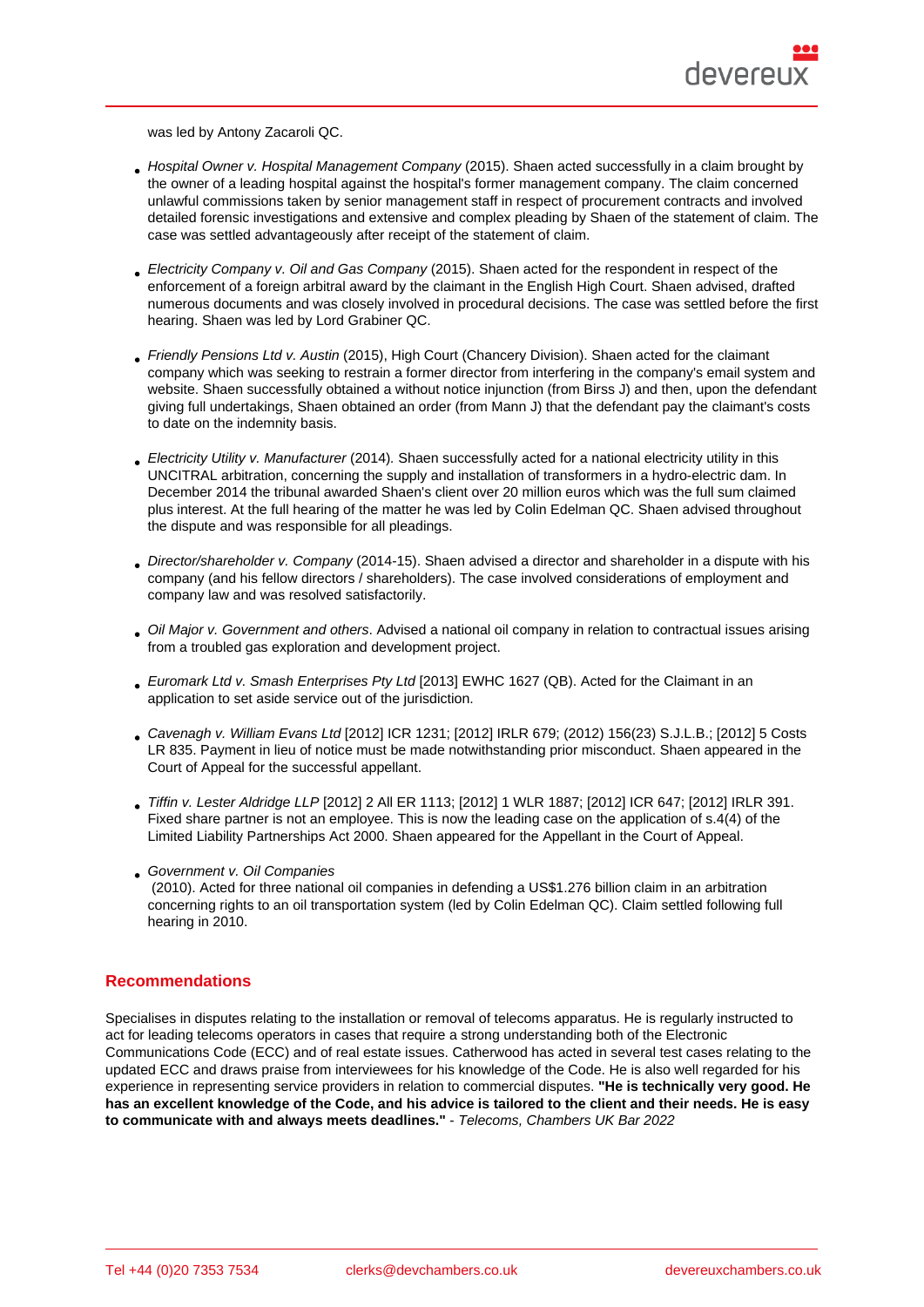was led by Antony Zacaroli QC.

- *Hospital Owner v. Hospital Management Company* (2015). Shaen acted successfully in a claim brought by the owner of a leading hospital against the hospital's former management company. The claim concerned unlawful commissions taken by senior management staff in respect of procurement contracts and involved detailed forensic investigations and extensive and complex pleading by Shaen of the statement of claim. The case was settled advantageously after receipt of the statement of claim.

- *Electricity Company v. Oil and Gas Company* (2015). Shaen acted for the respondent in respect of the enforcement of a foreign arbitral award by the claimant in the English High Court. Shaen advised, drafted numerous documents and was closely involved in procedural decisions. The case was settled before the first hearing. Shaen was led by Lord Grabiner QC.

- *Friendly Pensions Ltd v. Austin* (2015), High Court (Chancery Division). Shaen acted for the claimant company which was seeking to restrain a former director from interfering in the company's email system and website. Shaen successfully obtained a without notice injunction (from Birss J) and then, upon the defendant giving full undertakings, Shaen obtained an order (from Mann J) that the defendant pay the claimant's costs to date on the indemnity basis.

- *Electricity Utility v. Manufacturer* (2014). Shaen successfully acted for a national electricity utility in this UNCITRAL arbitration, concerning the supply and installation of transformers in a hydro-electric dam. In December 2014 the tribunal awarded Shaen's client over 20 million euros which was the full sum claimed plus interest. At the full hearing of the matter he was led by Colin Edelman QC. Shaen advised throughout the dispute and was responsible for all pleadings.

- *Director/shareholder v. Company* (2014-15). Shaen advised a director and shareholder in a dispute with his company (and his fellow directors / shareholders). The case involved considerations of employment and company law and was resolved satisfactorily.

- *Oil Major v. Government and others*. Advised a national oil company in relation to contractual issues arising from a troubled gas exploration and development project.

- *Euromark Ltd v. Smash Enterprises Pty Ltd* [2013] EWHC 1627 (QB). Acted for the Claimant in an application to set aside service out of the jurisdiction.

- *Cavenagh v. William Evans Ltd* [2012] ICR 1231; [2012] IRLR 679; (2012) 156(23) S.J.L.B.; [2012] 5 Costs LR 835. Payment in lieu of notice must be made notwithstanding prior misconduct. Shaen appeared in the Court of Appeal for the successful appellant.

- *Tiffin v. Lester Aldridge LLP* [2012] 2 All ER 1113; [2012] 1 WLR 1887; [2012] ICR 647; [2012] IRLR 391. Fixed share partner is not an employee. This is now the leading case on the application of s.4(4) of the Limited Liability Partnerships Act 2000. Shaen appeared for the Appellant in the Court of Appeal.

- *Government v. Oil Companies* (2010). Acted for three national oil companies in defending a US$1.276 billion claim in an arbitration concerning rights to an oil transportation system (led by Colin Edelman QC). Claim settled following full hearing in 2010.

## Recommendations

Specialises in disputes relating to the installation or removal of telecoms apparatus. He is regularly instructed to act for leading telecoms operators in cases that require a strong understanding both of the Electronic Communications Code (ECC) and of real estate issues. Catherwood has acted in several test cases relating to the updated ECC and draws praise from interviewees for his knowledge of the Code. He is also well regarded for his experience in representing service providers in relation to commercial disputes. **"He is technically very good. He has an excellent knowledge of the Code, and his advice is tailored to the client and their needs. He is easy to communicate with and always meets deadlines."** - *Telecoms, Chambers UK Bar 2022*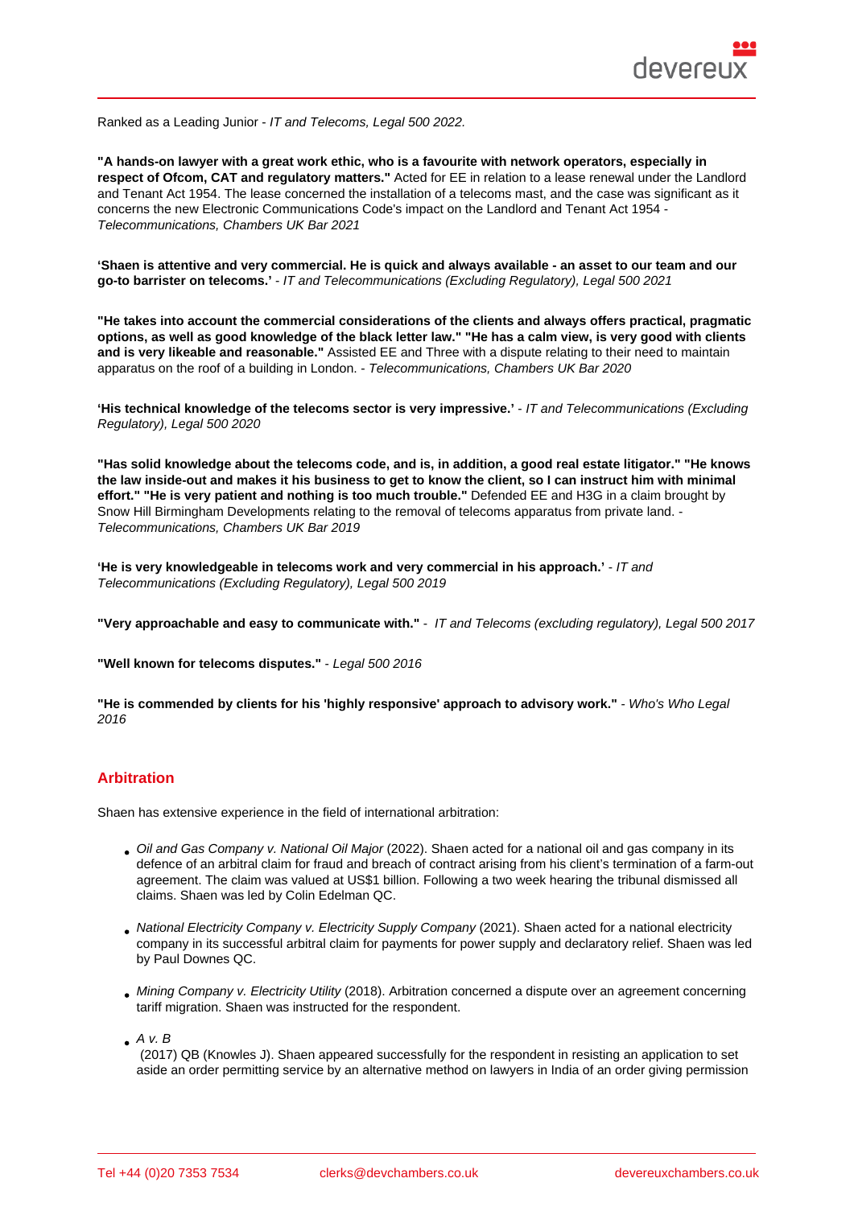Ranked as a Leading Junior - *IT and Telecoms, Legal 500 2022.*

**"A hands-on lawyer with a great work ethic, who is a favourite with network operators, especially in respect of Ofcom, CAT and regulatory matters."** Acted for EE in relation to a lease renewal under the Landlord and Tenant Act 1954. The lease concerned the installation of a telecoms mast, and the case was significant as it concerns the new Electronic Communications Code's impact on the Landlord and Tenant Act 1954 - *Telecommunications, Chambers UK Bar 2021*

**'Shaen is attentive and very commercial. He is quick and always available - an asset to our team and our go-to barrister on telecoms.'** - *IT and Telecommunications (Excluding Regulatory), Legal 500 2021*

**"He takes into account the commercial considerations of the clients and always offers practical, pragmatic options, as well as good knowledge of the black letter law." "He has a calm view, is very good with clients and is very likeable and reasonable."** Assisted EE and Three with a dispute relating to their need to maintain apparatus on the roof of a building in London. - *Telecommunications, Chambers UK Bar 2020*

**'His technical knowledge of the telecoms sector is very impressive.'** - *IT and Telecommunications (Excluding Regulatory), Legal 500 2020*

**"Has solid knowledge about the telecoms code, and is, in addition, a good real estate litigator." "He knows the law inside-out and makes it his business to get to know the client, so I can instruct him with minimal effort." "He is very patient and nothing is too much trouble."** Defended EE and H3G in a claim brought by Snow Hill Birmingham Developments relating to the removal of telecoms apparatus from private land. - *Telecommunications, Chambers UK Bar 2019*

**'He is very knowledgeable in telecoms work and very commercial in his approach.'** - *IT and Telecommunications (Excluding Regulatory), Legal 500 2019*

**"Very approachable and easy to communicate with."** - *IT and Telecoms (excluding regulatory), Legal 500 2017*

**"Well known for telecoms disputes."** - *Legal 500 2016*

**"He is commended by clients for his 'highly responsive' approach to advisory work."** - *Who's Who Legal 2016*

## Arbitration

Shaen has extensive experience in the field of international arbitration:

- *Oil and Gas Company v. National Oil Major* (2022). Shaen acted for a national oil and gas company in its defence of an arbitral claim for fraud and breach of contract arising from his client's termination of a farm-out agreement. The claim was valued at US$1 billion. Following a two week hearing the tribunal dismissed all claims. Shaen was led by Colin Edelman QC.
- *National Electricity Company v. Electricity Supply Company* (2021). Shaen acted for a national electricity company in its successful arbitral claim for payments for power supply and declaratory relief. Shaen was led by Paul Downes QC.
- *Mining Company v. Electricity Utility* (2018). Arbitration concerned a dispute over an agreement concerning tariff migration. Shaen was instructed for the respondent.
- *A v. B* (2017) QB (Knowles J). Shaen appeared successfully for the respondent in resisting an application to set aside an order permitting service by an alternative method on lawyers in India of an order giving permission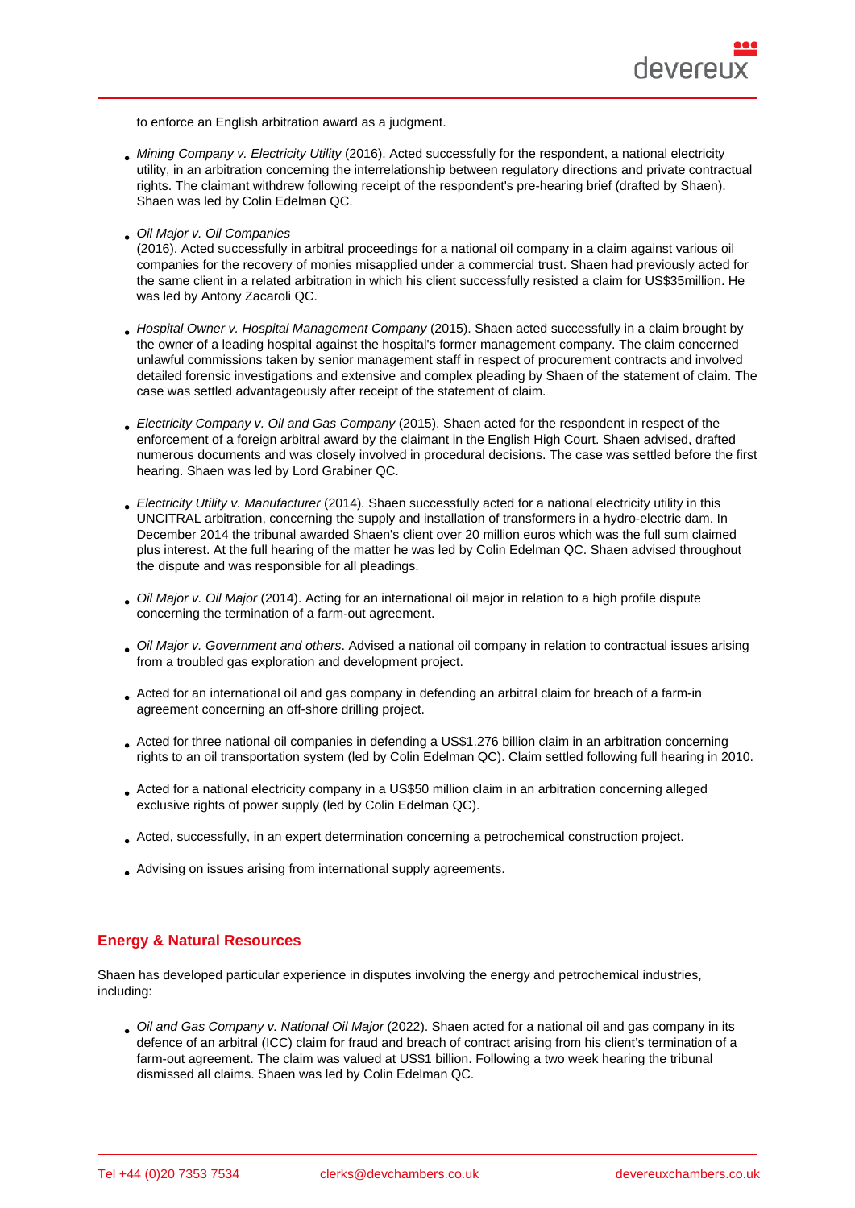to enforce an English arbitration award as a judgment.

- *Mining Company v. Electricity Utility* (2016). Acted successfully for the respondent, a national electricity utility, in an arbitration concerning the interrelationship between regulatory directions and private contractual rights. The claimant withdrew following receipt of the respondent's pre-hearing brief (drafted by Shaen). Shaen was led by Colin Edelman QC.

- *Oil Major v. Oil Companies*
(2016). Acted successfully in arbitral proceedings for a national oil company in a claim against various oil companies for the recovery of monies misapplied under a commercial trust. Shaen had previously acted for the same client in a related arbitration in which his client successfully resisted a claim for US$35million. He was led by Antony Zacaroli QC.

- *Hospital Owner v. Hospital Management Company* (2015). Shaen acted successfully in a claim brought by the owner of a leading hospital against the hospital's former management company. The claim concerned unlawful commissions taken by senior management staff in respect of procurement contracts and involved detailed forensic investigations and extensive and complex pleading by Shaen of the statement of claim. The case was settled advantageously after receipt of the statement of claim.

- *Electricity Company v. Oil and Gas Company* (2015). Shaen acted for the respondent in respect of the enforcement of a foreign arbitral award by the claimant in the English High Court. Shaen advised, drafted numerous documents and was closely involved in procedural decisions. The case was settled before the first hearing. Shaen was led by Lord Grabiner QC.

- *Electricity Utility v. Manufacturer* (2014). Shaen successfully acted for a national electricity utility in this UNCITRAL arbitration, concerning the supply and installation of transformers in a hydro-electric dam. In December 2014 the tribunal awarded Shaen's client over 20 million euros which was the full sum claimed plus interest. At the full hearing of the matter he was led by Colin Edelman QC. Shaen advised throughout the dispute and was responsible for all pleadings.

- *Oil Major v. Oil Major* (2014). Acting for an international oil major in relation to a high profile dispute concerning the termination of a farm-out agreement.

- *Oil Major v. Government and others*. Advised a national oil company in relation to contractual issues arising from a troubled gas exploration and development project.

- Acted for an international oil and gas company in defending an arbitral claim for breach of a farm-in agreement concerning an off-shore drilling project.

- Acted for three national oil companies in defending a US$1.276 billion claim in an arbitration concerning rights to an oil transportation system (led by Colin Edelman QC). Claim settled following full hearing in 2010.

- Acted for a national electricity company in a US$50 million claim in an arbitration concerning alleged exclusive rights of power supply (led by Colin Edelman QC).

- Acted, successfully, in an expert determination concerning a petrochemical construction project.

- Advising on issues arising from international supply agreements.

## Energy & Natural Resources

Shaen has developed particular experience in disputes involving the energy and petrochemical industries, including:

- *Oil and Gas Company v. National Oil Major* (2022). Shaen acted for a national oil and gas company in its defence of an arbitral (ICC) claim for fraud and breach of contract arising from his client's termination of a farm-out agreement. The claim was valued at US$1 billion. Following a two week hearing the tribunal dismissed all claims. Shaen was led by Colin Edelman QC.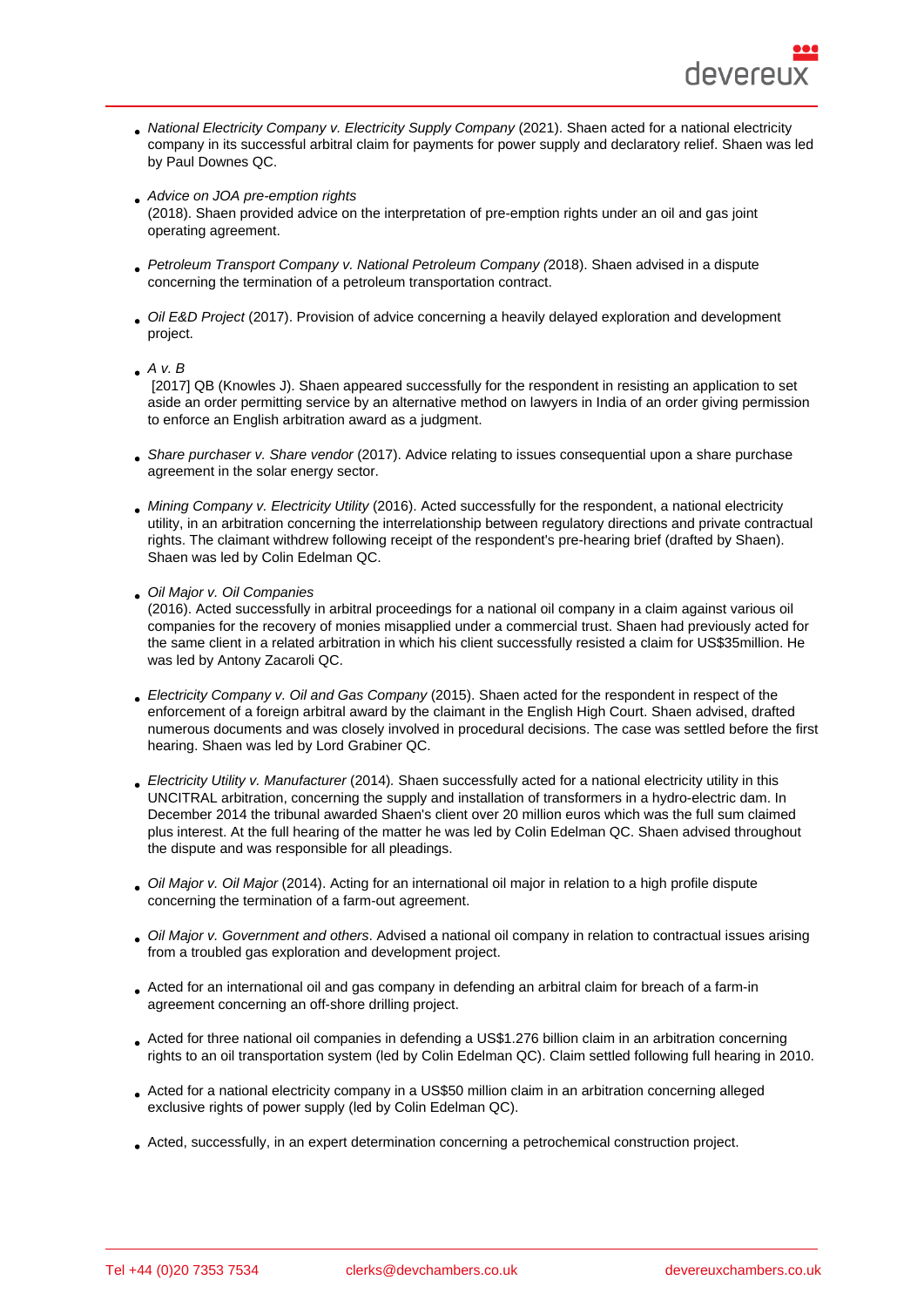- *National Electricity Company v. Electricity Supply Company* (2021). Shaen acted for a national electricity company in its successful arbitral claim for payments for power supply and declaratory relief. Shaen was led by Paul Downes QC.

- *Advice on JOA pre-emption rights*
  (2018). Shaen provided advice on the interpretation of pre-emption rights under an oil and gas joint operating agreement.

- *Petroleum Transport Company v. National Petroleum Company (*2018). Shaen advised in a dispute concerning the termination of a petroleum transportation contract.

- *Oil E&D Project* (2017). Provision of advice concerning a heavily delayed exploration and development project.

- *A v. B*
  [2017] QB (Knowles J). Shaen appeared successfully for the respondent in resisting an application to set aside an order permitting service by an alternative method on lawyers in India of an order giving permission to enforce an English arbitration award as a judgment.

- *Share purchaser v. Share vendor* (2017). Advice relating to issues consequential upon a share purchase agreement in the solar energy sector.

- *Mining Company v. Electricity Utility* (2016). Acted successfully for the respondent, a national electricity utility, in an arbitration concerning the interrelationship between regulatory directions and private contractual rights. The claimant withdrew following receipt of the respondent's pre-hearing brief (drafted by Shaen). Shaen was led by Colin Edelman QC.

- *Oil Major v. Oil Companies*
  (2016). Acted successfully in arbitral proceedings for a national oil company in a claim against various oil companies for the recovery of monies misapplied under a commercial trust. Shaen had previously acted for the same client in a related arbitration in which his client successfully resisted a claim for US$35million. He was led by Antony Zacaroli QC.

- *Electricity Company v. Oil and Gas Company* (2015). Shaen acted for the respondent in respect of the enforcement of a foreign arbitral award by the claimant in the English High Court. Shaen advised, drafted numerous documents and was closely involved in procedural decisions. The case was settled before the first hearing. Shaen was led by Lord Grabiner QC.

- *Electricity Utility v. Manufacturer* (2014). Shaen successfully acted for a national electricity utility in this UNCITRAL arbitration, concerning the supply and installation of transformers in a hydro-electric dam. In December 2014 the tribunal awarded Shaen's client over 20 million euros which was the full sum claimed plus interest. At the full hearing of the matter he was led by Colin Edelman QC. Shaen advised throughout the dispute and was responsible for all pleadings.

- *Oil Major v. Oil Major* (2014). Acting for an international oil major in relation to a high profile dispute concerning the termination of a farm-out agreement.

- *Oil Major v. Government and others*. Advised a national oil company in relation to contractual issues arising from a troubled gas exploration and development project.

- Acted for an international oil and gas company in defending an arbitral claim for breach of a farm-in agreement concerning an off-shore drilling project.

- Acted for three national oil companies in defending a US$1.276 billion claim in an arbitration concerning rights to an oil transportation system (led by Colin Edelman QC). Claim settled following full hearing in 2010.

- Acted for a national electricity company in a US$50 million claim in an arbitration concerning alleged exclusive rights of power supply (led by Colin Edelman QC).

- Acted, successfully, in an expert determination concerning a petrochemical construction project.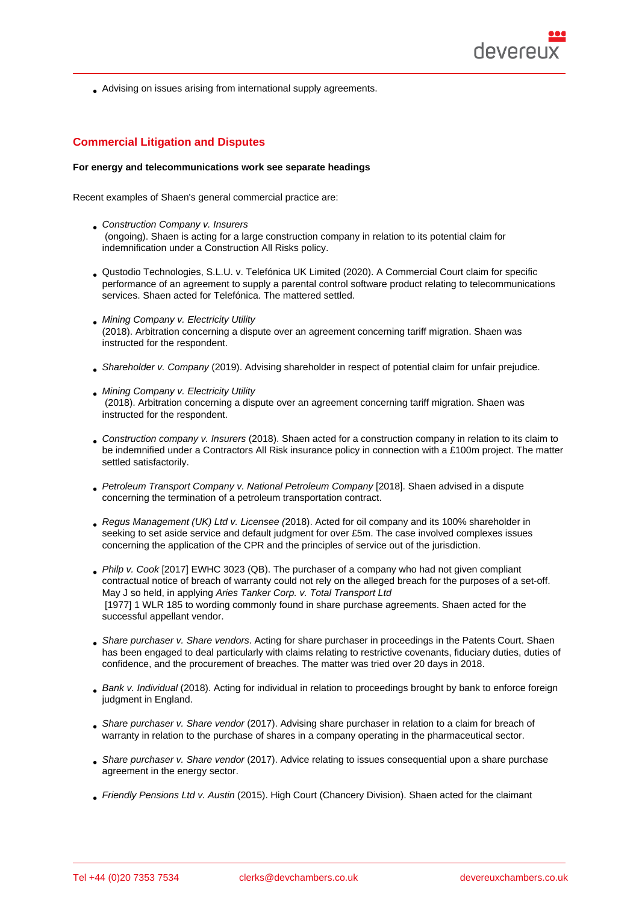- Advising on issues arising from international supply agreements.

## Commercial Litigation and Disputes

**For energy and telecommunications work see separate headings**

Recent examples of Shaen's general commercial practice are:

- *Construction Company v. Insurers* (ongoing). Shaen is acting for a large construction company in relation to its potential claim for indemnification under a Construction All Risks policy.
- Qustodio Technologies, S.L.U. v. Telefónica UK Limited (2020). A Commercial Court claim for specific performance of an agreement to supply a parental control software product relating to telecommunications services. Shaen acted for Telefónica. The mattered settled.
- *Mining Company v. Electricity Utility* (2018). Arbitration concerning a dispute over an agreement concerning tariff migration. Shaen was instructed for the respondent.
- *Shareholder v. Company* (2019). Advising shareholder in respect of potential claim for unfair prejudice.
- *Mining Company v. Electricity Utility* (2018). Arbitration concerning a dispute over an agreement concerning tariff migration. Shaen was instructed for the respondent.
- *Construction company v. Insurers* (2018). Shaen acted for a construction company in relation to its claim to be indemnified under a Contractors All Risk insurance policy in connection with a £100m project. The matter settled satisfactorily.
- *Petroleum Transport Company v. National Petroleum Company* [2018]. Shaen advised in a dispute concerning the termination of a petroleum transportation contract.
- *Regus Management (UK) Ltd v. Licensee (*2018). Acted for oil company and its 100% shareholder in seeking to set aside service and default judgment for over £5m. The case involved complexes issues concerning the application of the CPR and the principles of service out of the jurisdiction.
- *Philp v. Cook* [2017] EWHC 3023 (QB). The purchaser of a company who had not given compliant contractual notice of breach of warranty could not rely on the alleged breach for the purposes of a set-off. May J so held, in applying *Aries Tanker Corp. v. Total Transport Ltd* [1977] 1 WLR 185 to wording commonly found in share purchase agreements. Shaen acted for the successful appellant vendor.
- *Share purchaser v. Share vendors*. Acting for share purchaser in proceedings in the Patents Court. Shaen has been engaged to deal particularly with claims relating to restrictive covenants, fiduciary duties, duties of confidence, and the procurement of breaches. The matter was tried over 20 days in 2018.
- *Bank v. Individual* (2018). Acting for individual in relation to proceedings brought by bank to enforce foreign judgment in England.
- *Share purchaser v. Share vendor* (2017). Advising share purchaser in relation to a claim for breach of warranty in relation to the purchase of shares in a company operating in the pharmaceutical sector.
- *Share purchaser v. Share vendor* (2017). Advice relating to issues consequential upon a share purchase agreement in the energy sector.
- *Friendly Pensions Ltd v. Austin* (2015). High Court (Chancery Division). Shaen acted for the claimant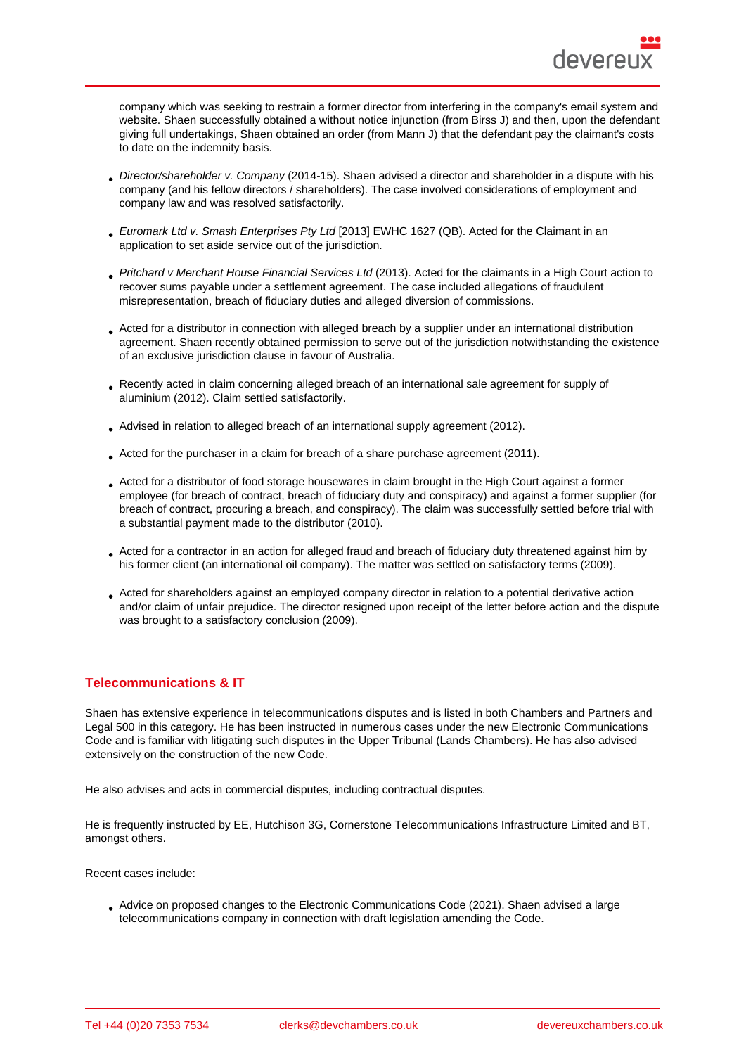company which was seeking to restrain a former director from interfering in the company's email system and website. Shaen successfully obtained a without notice injunction (from Birss J) and then, upon the defendant giving full undertakings, Shaen obtained an order (from Mann J) that the defendant pay the claimant's costs to date on the indemnity basis.

- *Director/shareholder v. Company* (2014-15). Shaen advised a director and shareholder in a dispute with his company (and his fellow directors / shareholders). The case involved considerations of employment and company law and was resolved satisfactorily.
- *Euromark Ltd v. Smash Enterprises Pty Ltd* [2013] EWHC 1627 (QB). Acted for the Claimant in an application to set aside service out of the jurisdiction.
- *Pritchard v Merchant House Financial Services Ltd* (2013). Acted for the claimants in a High Court action to recover sums payable under a settlement agreement. The case included allegations of fraudulent misrepresentation, breach of fiduciary duties and alleged diversion of commissions.
- Acted for a distributor in connection with alleged breach by a supplier under an international distribution agreement. Shaen recently obtained permission to serve out of the jurisdiction notwithstanding the existence of an exclusive jurisdiction clause in favour of Australia.
- Recently acted in claim concerning alleged breach of an international sale agreement for supply of aluminium (2012). Claim settled satisfactorily.
- Advised in relation to alleged breach of an international supply agreement (2012).
- Acted for the purchaser in a claim for breach of a share purchase agreement (2011).
- Acted for a distributor of food storage housewares in claim brought in the High Court against a former employee (for breach of contract, breach of fiduciary duty and conspiracy) and against a former supplier (for breach of contract, procuring a breach, and conspiracy). The claim was successfully settled before trial with a substantial payment made to the distributor (2010).
- Acted for a contractor in an action for alleged fraud and breach of fiduciary duty threatened against him by his former client (an international oil company). The matter was settled on satisfactory terms (2009).
- Acted for shareholders against an employed company director in relation to a potential derivative action and/or claim of unfair prejudice. The director resigned upon receipt of the letter before action and the dispute was brought to a satisfactory conclusion (2009).

## Telecommunications & IT

Shaen has extensive experience in telecommunications disputes and is listed in both Chambers and Partners and Legal 500 in this category. He has been instructed in numerous cases under the new Electronic Communications Code and is familiar with litigating such disputes in the Upper Tribunal (Lands Chambers). He has also advised extensively on the construction of the new Code.

He also advises and acts in commercial disputes, including contractual disputes.

He is frequently instructed by EE, Hutchison 3G, Cornerstone Telecommunications Infrastructure Limited and BT, amongst others.

Recent cases include:

- Advice on proposed changes to the Electronic Communications Code (2021). Shaen advised a large telecommunications company in connection with draft legislation amending the Code.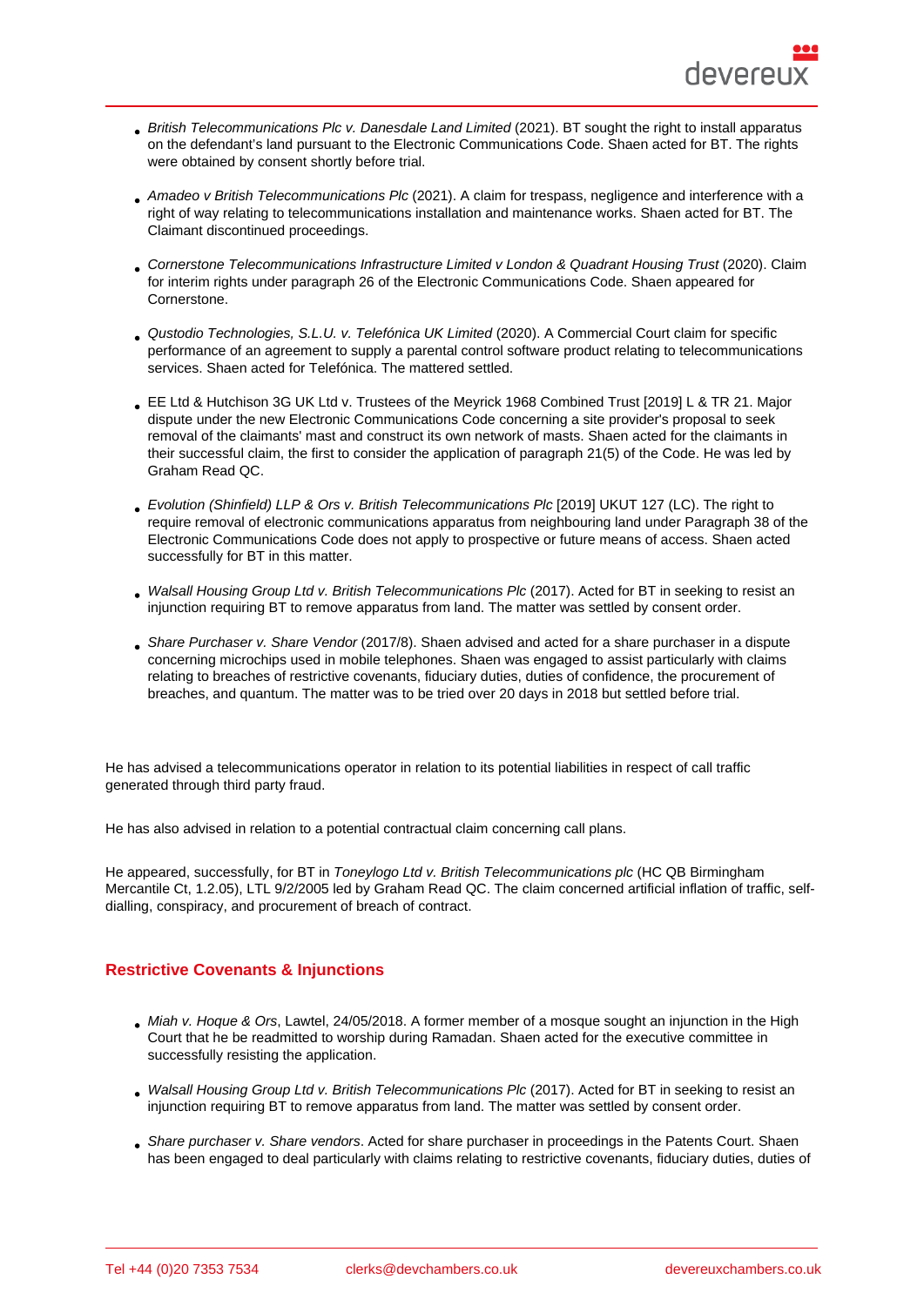- *British Telecommunications Plc v. Danesdale Land Limited* (2021). BT sought the right to install apparatus on the defendant's land pursuant to the Electronic Communications Code. Shaen acted for BT. The rights were obtained by consent shortly before trial.
- *Amadeo v British Telecommunications Plc* (2021). A claim for trespass, negligence and interference with a right of way relating to telecommunications installation and maintenance works. Shaen acted for BT. The Claimant discontinued proceedings.
- *Cornerstone Telecommunications Infrastructure Limited v London & Quadrant Housing Trust* (2020). Claim for interim rights under paragraph 26 of the Electronic Communications Code. Shaen appeared for Cornerstone.
- *Qustodio Technologies, S.L.U. v. Telefónica UK Limited* (2020). A Commercial Court claim for specific performance of an agreement to supply a parental control software product relating to telecommunications services. Shaen acted for Telefónica. The mattered settled.
- EE Ltd & Hutchison 3G UK Ltd v. Trustees of the Meyrick 1968 Combined Trust [2019] L & TR 21. Major dispute under the new Electronic Communications Code concerning a site provider's proposal to seek removal of the claimants' mast and construct its own network of masts. Shaen acted for the claimants in their successful claim, the first to consider the application of paragraph 21(5) of the Code. He was led by Graham Read QC.
- *Evolution (Shinfield) LLP & Ors v. British Telecommunications Plc* [2019] UKUT 127 (LC). The right to require removal of electronic communications apparatus from neighbouring land under Paragraph 38 of the Electronic Communications Code does not apply to prospective or future means of access. Shaen acted successfully for BT in this matter.
- *Walsall Housing Group Ltd v. British Telecommunications Plc* (2017). Acted for BT in seeking to resist an injunction requiring BT to remove apparatus from land. The matter was settled by consent order.
- *Share Purchaser v. Share Vendor* (2017/8). Shaen advised and acted for a share purchaser in a dispute concerning microchips used in mobile telephones. Shaen was engaged to assist particularly with claims relating to breaches of restrictive covenants, fiduciary duties, duties of confidence, the procurement of breaches, and quantum. The matter was to be tried over 20 days in 2018 but settled before trial.

He has advised a telecommunications operator in relation to its potential liabilities in respect of call traffic generated through third party fraud.

He has also advised in relation to a potential contractual claim concerning call plans.

He appeared, successfully, for BT in *Toneylogo Ltd v. British Telecommunications plc* (HC QB Birmingham Mercantile Ct, 1.2.05), LTL 9/2/2005 led by Graham Read QC. The claim concerned artificial inflation of traffic, self-dialling, conspiracy, and procurement of breach of contract.

## Restrictive Covenants & Injunctions

- *Miah v. Hoque & Ors*, Lawtel, 24/05/2018. A former member of a mosque sought an injunction in the High Court that he be readmitted to worship during Ramadan. Shaen acted for the executive committee in successfully resisting the application.
- *Walsall Housing Group Ltd v. British Telecommunications Plc* (2017). Acted for BT in seeking to resist an injunction requiring BT to remove apparatus from land. The matter was settled by consent order.
- *Share purchaser v. Share vendors*. Acted for share purchaser in proceedings in the Patents Court. Shaen has been engaged to deal particularly with claims relating to restrictive covenants, fiduciary duties, duties of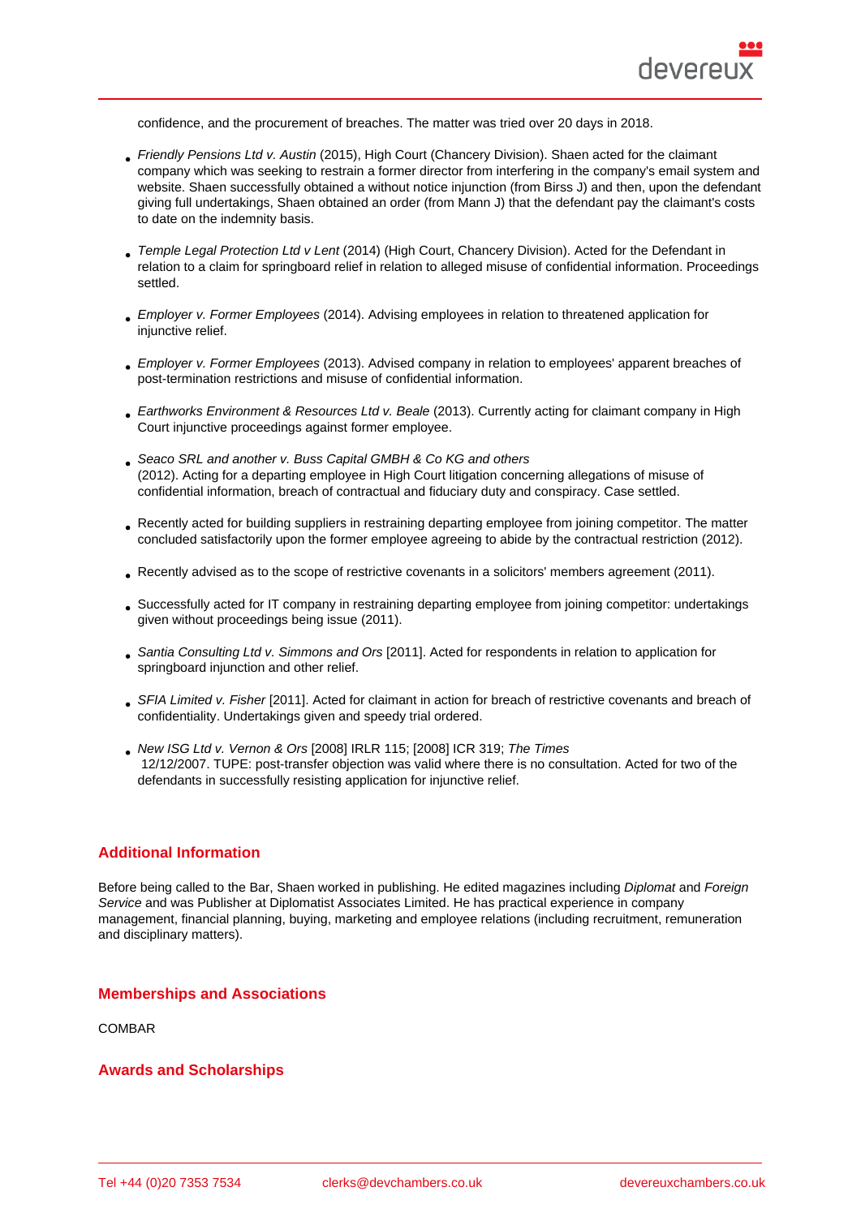confidence, and the procurement of breaches. The matter was tried over 20 days in 2018.

- *Friendly Pensions Ltd v. Austin* (2015), High Court (Chancery Division). Shaen acted for the claimant company which was seeking to restrain a former director from interfering in the company's email system and website. Shaen successfully obtained a without notice injunction (from Birss J) and then, upon the defendant giving full undertakings, Shaen obtained an order (from Mann J) that the defendant pay the claimant's costs to date on the indemnity basis.

- *Temple Legal Protection Ltd v Lent* (2014) (High Court, Chancery Division). Acted for the Defendant in relation to a claim for springboard relief in relation to alleged misuse of confidential information. Proceedings settled.

- *Employer v. Former Employees* (2014). Advising employees in relation to threatened application for injunctive relief.

- *Employer v. Former Employees* (2013). Advised company in relation to employees' apparent breaches of post-termination restrictions and misuse of confidential information.

- *Earthworks Environment & Resources Ltd v. Beale* (2013). Currently acting for claimant company in High Court injunctive proceedings against former employee.

- *Seaco SRL and another v. Buss Capital GMBH & Co KG and others* (2012). Acting for a departing employee in High Court litigation concerning allegations of misuse of confidential information, breach of contractual and fiduciary duty and conspiracy. Case settled.

- Recently acted for building suppliers in restraining departing employee from joining competitor. The matter concluded satisfactorily upon the former employee agreeing to abide by the contractual restriction (2012).

- Recently advised as to the scope of restrictive covenants in a solicitors' members agreement (2011).

- Successfully acted for IT company in restraining departing employee from joining competitor: undertakings given without proceedings being issue (2011).

- *Santia Consulting Ltd v. Simmons and Ors* [2011]. Acted for respondents in relation to application for springboard injunction and other relief.

- *SFIA Limited v. Fisher* [2011]. Acted for claimant in action for breach of restrictive covenants and breach of confidentiality. Undertakings given and speedy trial ordered.

- *New ISG Ltd v. Vernon & Ors* [2008] IRLR 115; [2008] ICR 319; *The Times* 12/12/2007. TUPE: post-transfer objection was valid where there is no consultation. Acted for two of the defendants in successfully resisting application for injunctive relief.

## Additional Information

Before being called to the Bar, Shaen worked in publishing. He edited magazines including *Diplomat* and *Foreign Service* and was Publisher at Diplomatist Associates Limited. He has practical experience in company management, financial planning, buying, marketing and employee relations (including recruitment, remuneration and disciplinary matters).

## Memberships and Associations

COMBAR

## Awards and Scholarships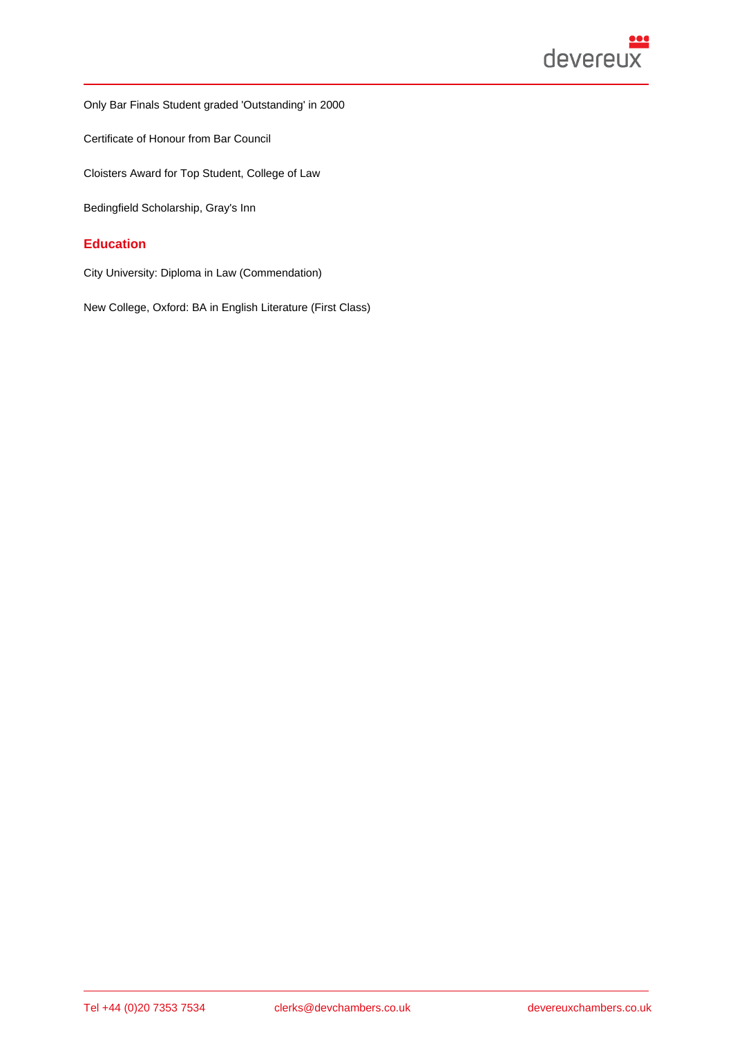Only Bar Finals Student graded 'Outstanding' in 2000

Certificate of Honour from Bar Council

Cloisters Award for Top Student, College of Law

Bedingfield Scholarship, Gray's Inn

## Education

City University: Diploma in Law (Commendation)

New College, Oxford: BA in English Literature (First Class)